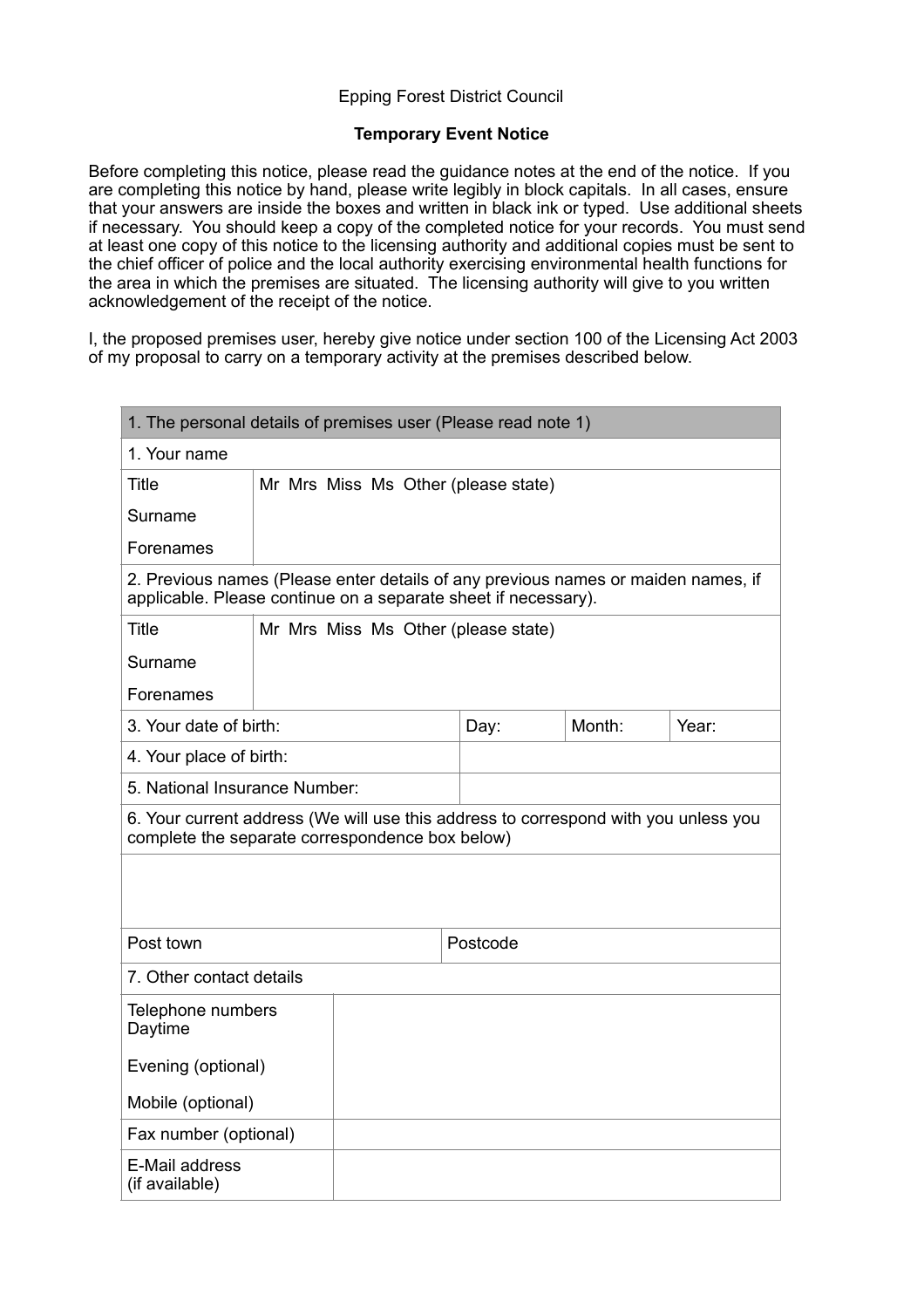Epping Forest District Council

**Temporary Event Notice**

Before completing this notice, please read the guidance notes at the end of the notice. If you are completing this notice by hand, please write legibly in block capitals. In all cases, ensure that your answers are inside the boxes and written in black ink or typed. Use additional sheets if necessary. You should keep a copy of the completed notice for your records. You must send at least one copy of this notice to the licensing authority and additional copies must be sent to the chief officer of police and the local authority exercising environmental health functions for the area in which the premises are situated. The licensing authority will give to you written acknowledgement of the receipt of the notice.

I, the proposed premises user, hereby give notice under section 100 of the Licensing Act 2003 of my proposal to carry on a temporary activity at the premises described below.

| 1. The personal details of premises user (Please read note 1) | | | | |
|---|---|---|---|---|
| 1. Your name | | | | |
| Title<br>Surname<br>Forenames | Mr Mrs Miss Ms Other (please state) | | | |
| 2. Previous names (Please enter details of any previous names or maiden names, if applicable. Please continue on a separate sheet if necessary). | | | | |
| Title<br>Surname<br>Forenames | Mr Mrs Miss Ms Other (please state) | | | |
| 3. Your date of birth: | | Day: | Month: | Year: |
| 4. Your place of birth: | | | | |
| 5. National Insurance Number: | | | | |
| 6. Your current address (We will use this address to correspond with you unless you complete the separate correspondence box below) | | | | |
| | | | | |
| Post town | | Postcode | | |
| 7. Other contact details | | | | |
| Telephone numbers<br>Daytime<br>Evening (optional)<br>Mobile (optional) | | | | |
| Fax number (optional) | | | | |
| E-Mail address<br>(if available) | | | | |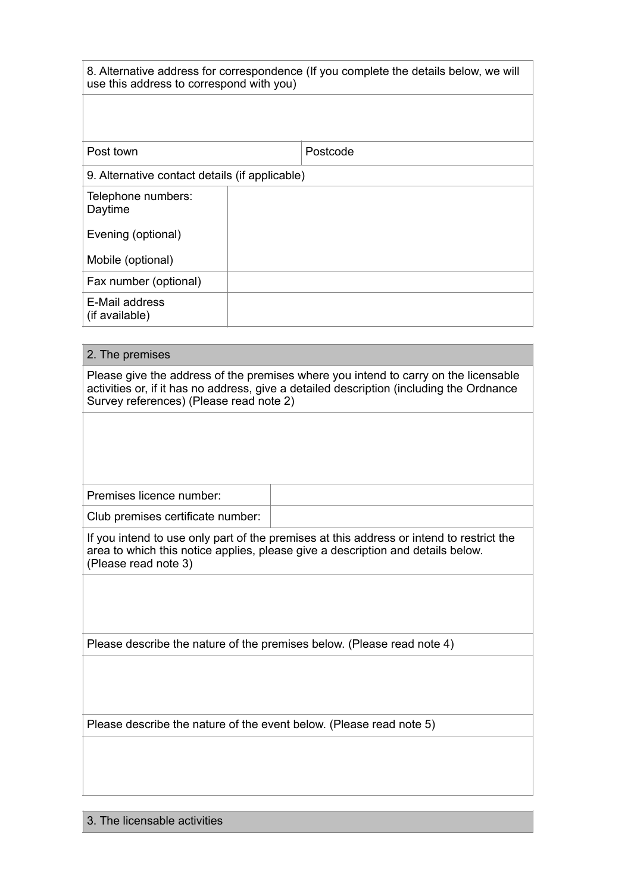| 8. Alternative address for correspondence (If you complete the details below, we will use this address to correspond with you) | |
|---|---|
| | |
| Post town | Postcode |

| 9. Alternative contact details (if applicable) | |
|---|---|
| Telephone numbers: Daytime<br><br>Evening (optional)<br><br>Mobile (optional) | |
| Fax number (optional) | |
| E-Mail address (if available) | |

## 2. The premises

| Please give the address of the premises where you intend to carry on the licensable activities or, if it has no address, give a detailed description (including the Ordnance Survey references) (Please read note 2) | |
|---|---|
| | |
| Premises licence number: | |
| Club premises certificate number: | |
| If you intend to use only part of the premises at this address or intend to restrict the area to which this notice applies, please give a description and details below. (Please read note 3) | |
| | |
| Please describe the nature of the premises below. (Please read note 4) | |
| | |
| Please describe the nature of the event below. (Please read note 5) | |
| | |

## 3. The licensable activities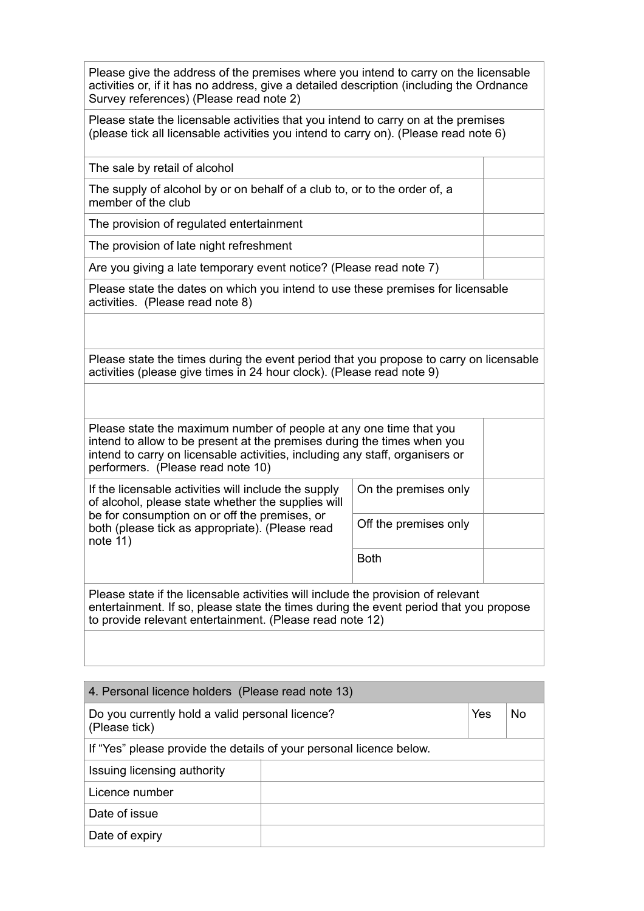| Please give the address of the premises where you intend to carry on the licensable activities or, if it has no address, give a detailed description (including the Ordnance Survey references) (Please read note 2) | |
|---|---|
| Please state the licensable activities that you intend to carry on at the premises (please tick all licensable activities you intend to carry on). (Please read note 6) | |
| The sale by retail of alcohol | |
| The supply of alcohol by or on behalf of a club to, or to the order of, a member of the club | |
| The provision of regulated entertainment | |
| The provision of late night refreshment | |
| Are you giving a late temporary event notice? (Please read note 7) | |
| Please state the dates on which you intend to use these premises for licensable activities. (Please read note 8) | |
| | |
| Please state the times during the event period that you propose to carry on licensable activities (please give times in 24 hour clock). (Please read note 9) | |
| | |
| Please state the maximum number of people at any one time that you intend to allow to be present at the premises during the times when you intend to carry on licensable activities, including any staff, organisers or performers. (Please read note 10) | |

| If the licensable activities will include the supply of alcohol, please state whether the supplies will be for consumption on or off the premises, or both (please tick as appropriate). (Please read note 11) | On the premises only | |
|---|---|---|
| | Off the premises only | |
| | Both | |

| Please state if the licensable activities will include the provision of relevant entertainment. If so, please state the times during the event period that you propose to provide relevant entertainment. (Please read note 12) |
|---|
| |

| 4. Personal licence holders (Please read note 13) | | |
|---|---|---|
| Do you currently hold a valid personal licence? (Please tick) | Yes | No |
| If "Yes" please provide the details of your personal licence below. | | |
| Issuing licensing authority | | |
| Licence number | | |
| Date of issue | | |
| Date of expiry | | |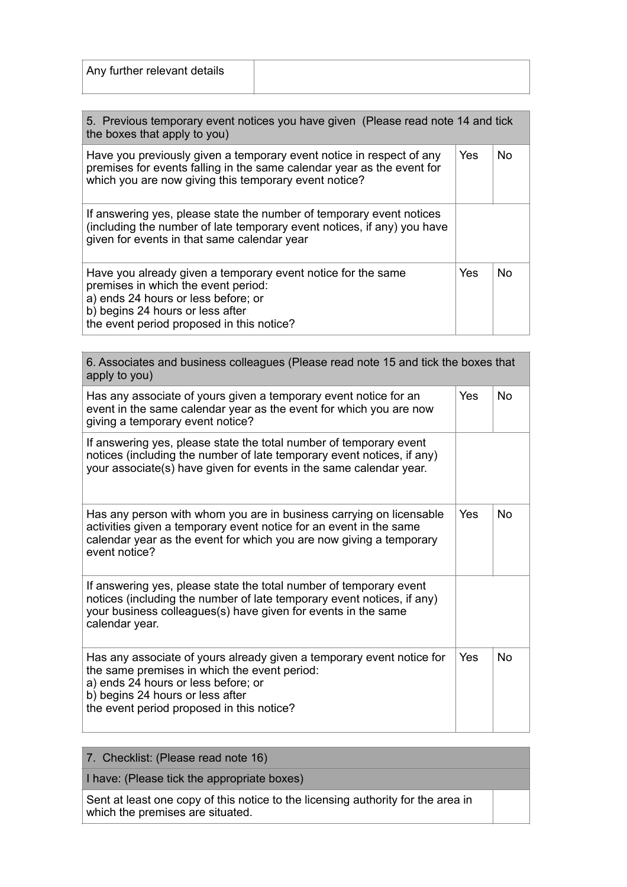| Any further relevant details | |
|---|---|

| 5. Previous temporary event notices you have given (Please read note 14 and tick the boxes that apply to you) | | |
|---|---|---|
| Have you previously given a temporary event notice in respect of any premises for events falling in the same calendar year as the event for which you are now giving this temporary event notice? | Yes | No |
| If answering yes, please state the number of temporary event notices (including the number of late temporary event notices, if any) you have given for events in that same calendar year | | |
| Have you already given a temporary event notice for the same premises in which the event period:<br>a) ends 24 hours or less before; or<br>b) begins 24 hours or less after<br>the event period proposed in this notice? | Yes | No |

| 6. Associates and business colleagues (Please read note 15 and tick the boxes that apply to you) | | |
|---|---|---|
| Has any associate of yours given a temporary event notice for an event in the same calendar year as the event for which you are now giving a temporary event notice? | Yes | No |
| If answering yes, please state the total number of temporary event notices (including the number of late temporary event notices, if any) your associate(s) have given for events in the same calendar year. | | |
| Has any person with whom you are in business carrying on licensable activities given a temporary event notice for an event in the same calendar year as the event for which you are now giving a temporary event notice? | Yes | No |
| If answering yes, please state the total number of temporary event notices (including the number of late temporary event notices, if any) your business colleagues(s) have given for events in the same calendar year. | | |
| Has any associate of yours already given a temporary event notice for the same premises in which the event period:<br>a) ends 24 hours or less before; or<br>b) begins 24 hours or less after<br>the event period proposed in this notice? | Yes | No |

| 7. Checklist: (Please read note 16) | |
|---|---|
| I have: (Please tick the appropriate boxes) | |
| Sent at least one copy of this notice to the licensing authority for the area in which the premises are situated. | |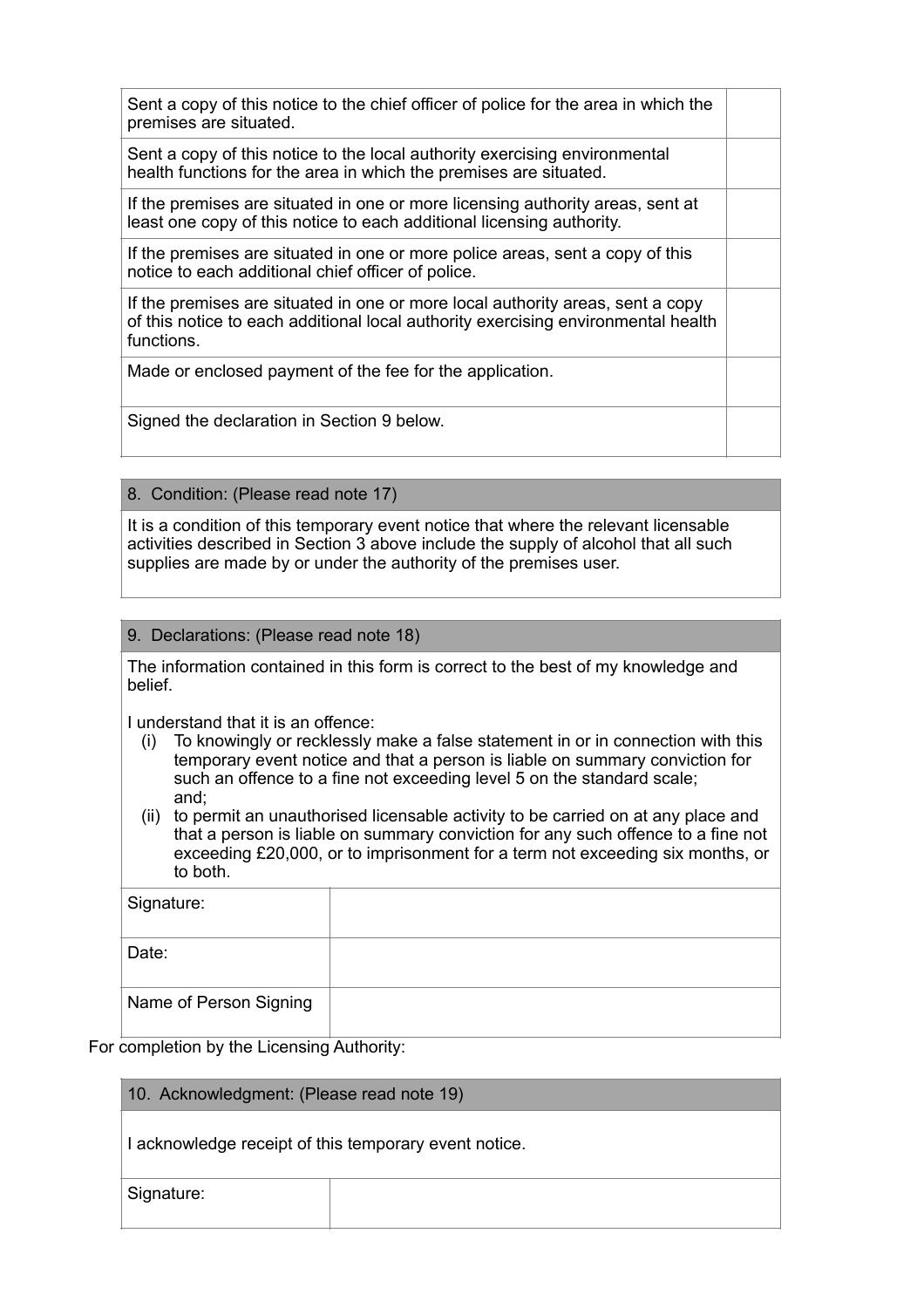| | |
|---|---|
| Sent a copy of this notice to the chief officer of police for the area in which the premises are situated. | |
| Sent a copy of this notice to the local authority exercising environmental health functions for the area in which the premises are situated. | |
| If the premises are situated in one or more licensing authority areas, sent at least one copy of this notice to each additional licensing authority. | |
| If the premises are situated in one or more police areas, sent a copy of this notice to each additional chief officer of police. | |
| If the premises are situated in one or more local authority areas, sent a copy of this notice to each additional local authority exercising environmental health functions. | |
| Made or enclosed payment of the fee for the application. | |
| Signed the declaration in Section 9 below. | |

## 8. Condition: (Please read note 17)

It is a condition of this temporary event notice that where the relevant licensable activities described in Section 3 above include the supply of alcohol that all such supplies are made by or under the authority of the premises user.

## 9. Declarations: (Please read note 18)

The information contained in this form is correct to the best of my knowledge and belief.

I understand that it is an offence:

(i) To knowingly or recklessly make a false statement in or in connection with this temporary event notice and that a person is liable on summary conviction for such an offence to a fine not exceeding level 5 on the standard scale; and;

(ii) to permit an unauthorised licensable activity to be carried on at any place and that a person is liable on summary conviction for any such offence to a fine not exceeding £20,000, or to imprisonment for a term not exceeding six months, or to both.

| | |
|---|---|
| Signature: | |
| Date: | |
| Name of Person Signing | |

For completion by the Licensing Authority:

## 10. Acknowledgment: (Please read note 19)

I acknowledge receipt of this temporary event notice.

| | |
|---|---|
| Signature: | |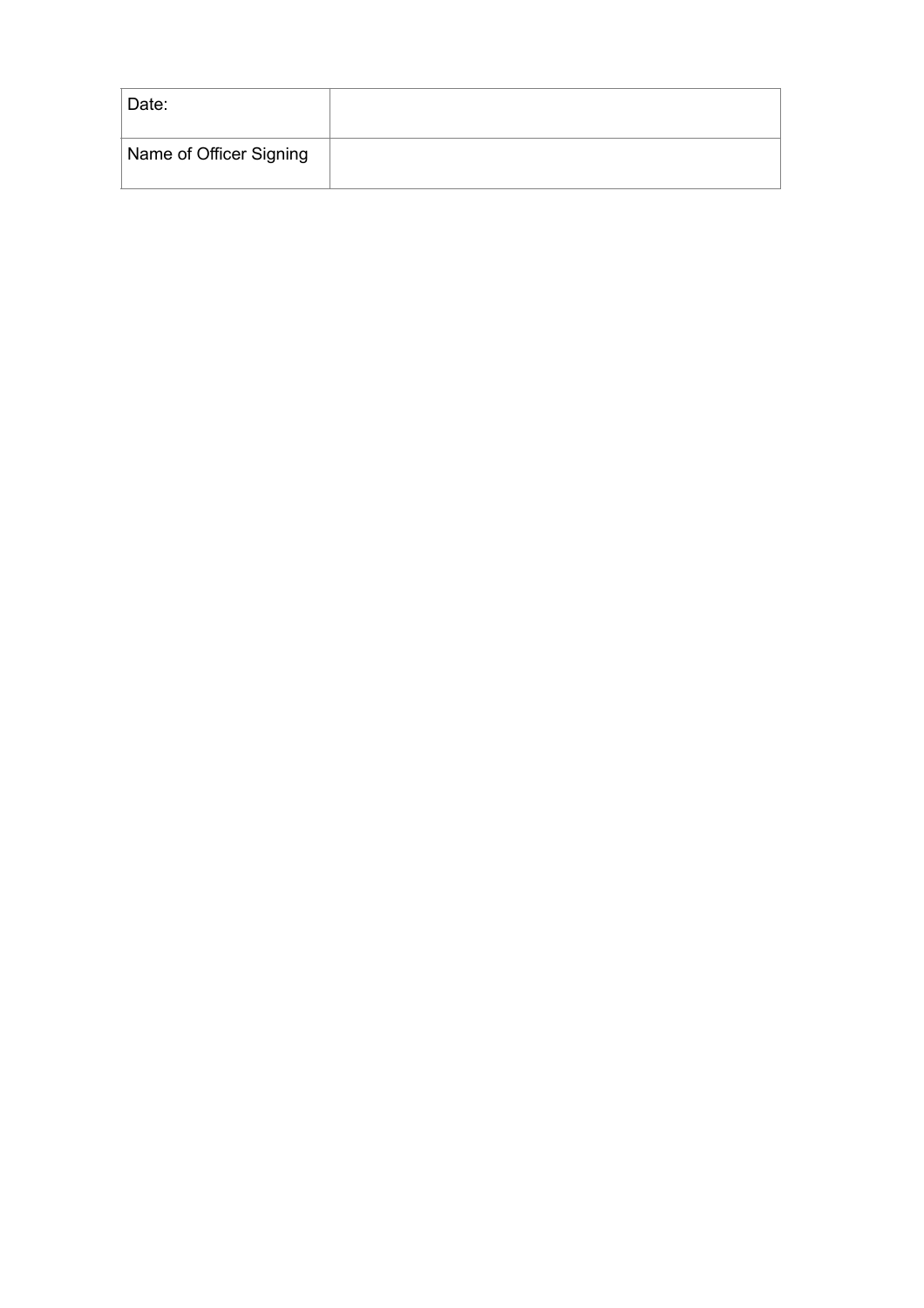| Date: | |
| --- | --- |
| Name of Officer Signing | |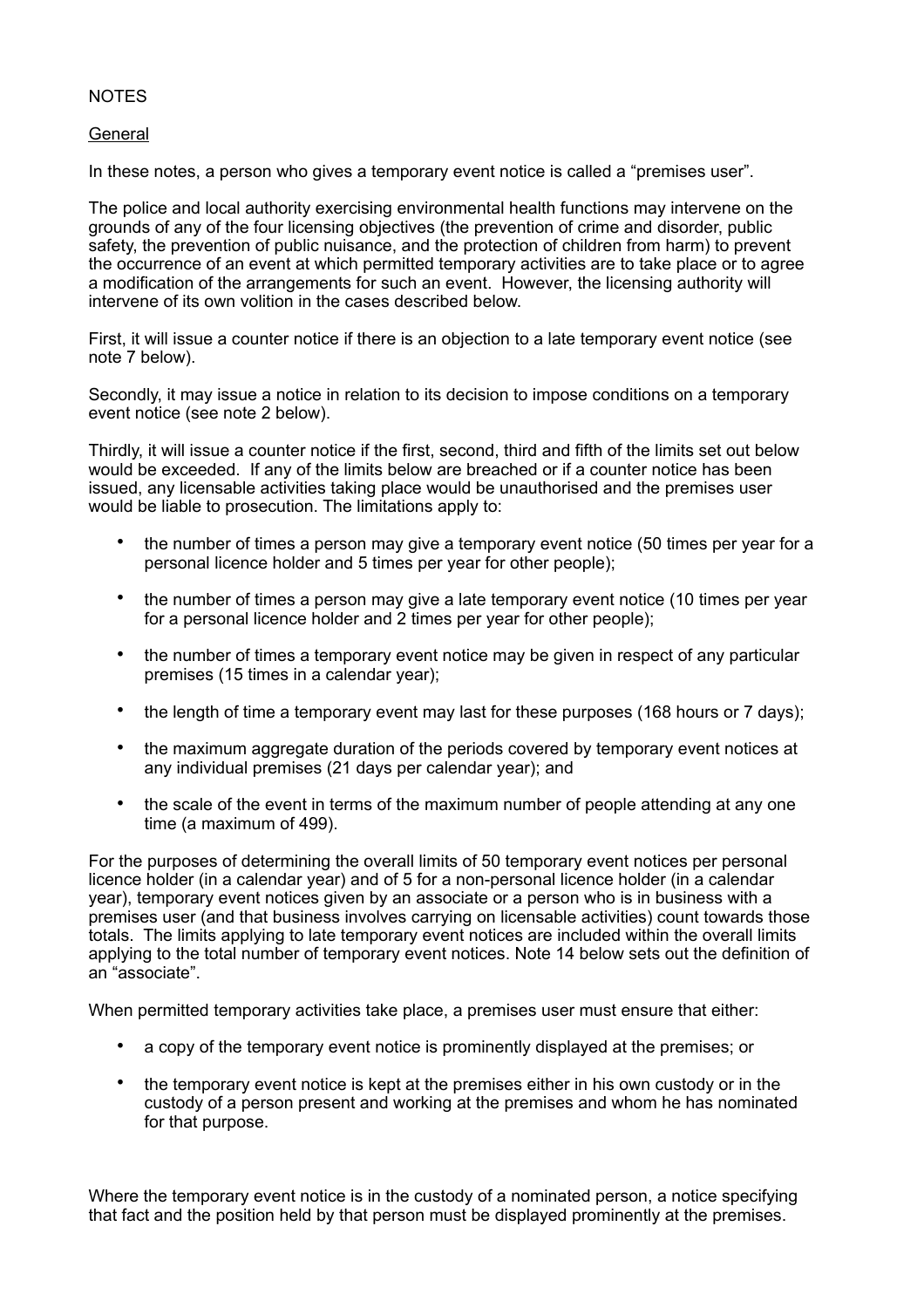NOTES

General

In these notes, a person who gives a temporary event notice is called a "premises user".

The police and local authority exercising environmental health functions may intervene on the grounds of any of the four licensing objectives (the prevention of crime and disorder, public safety, the prevention of public nuisance, and the protection of children from harm) to prevent the occurrence of an event at which permitted temporary activities are to take place or to agree a modification of the arrangements for such an event. However, the licensing authority will intervene of its own volition in the cases described below.

First, it will issue a counter notice if there is an objection to a late temporary event notice (see note 7 below).

Secondly, it may issue a notice in relation to its decision to impose conditions on a temporary event notice (see note 2 below).

Thirdly, it will issue a counter notice if the first, second, third and fifth of the limits set out below would be exceeded. If any of the limits below are breached or if a counter notice has been issued, any licensable activities taking place would be unauthorised and the premises user would be liable to prosecution. The limitations apply to:

- the number of times a person may give a temporary event notice (50 times per year for a personal licence holder and 5 times per year for other people);
- the number of times a person may give a late temporary event notice (10 times per year for a personal licence holder and 2 times per year for other people);
- the number of times a temporary event notice may be given in respect of any particular premises (15 times in a calendar year);
- the length of time a temporary event may last for these purposes (168 hours or 7 days);
- the maximum aggregate duration of the periods covered by temporary event notices at any individual premises (21 days per calendar year); and
- the scale of the event in terms of the maximum number of people attending at any one time (a maximum of 499).

For the purposes of determining the overall limits of 50 temporary event notices per personal licence holder (in a calendar year) and of 5 for a non-personal licence holder (in a calendar year), temporary event notices given by an associate or a person who is in business with a premises user (and that business involves carrying on licensable activities) count towards those totals. The limits applying to late temporary event notices are included within the overall limits applying to the total number of temporary event notices. Note 14 below sets out the definition of an "associate".

When permitted temporary activities take place, a premises user must ensure that either:

- a copy of the temporary event notice is prominently displayed at the premises; or
- the temporary event notice is kept at the premises either in his own custody or in the custody of a person present and working at the premises and whom he has nominated for that purpose.

Where the temporary event notice is in the custody of a nominated person, a notice specifying that fact and the position held by that person must be displayed prominently at the premises.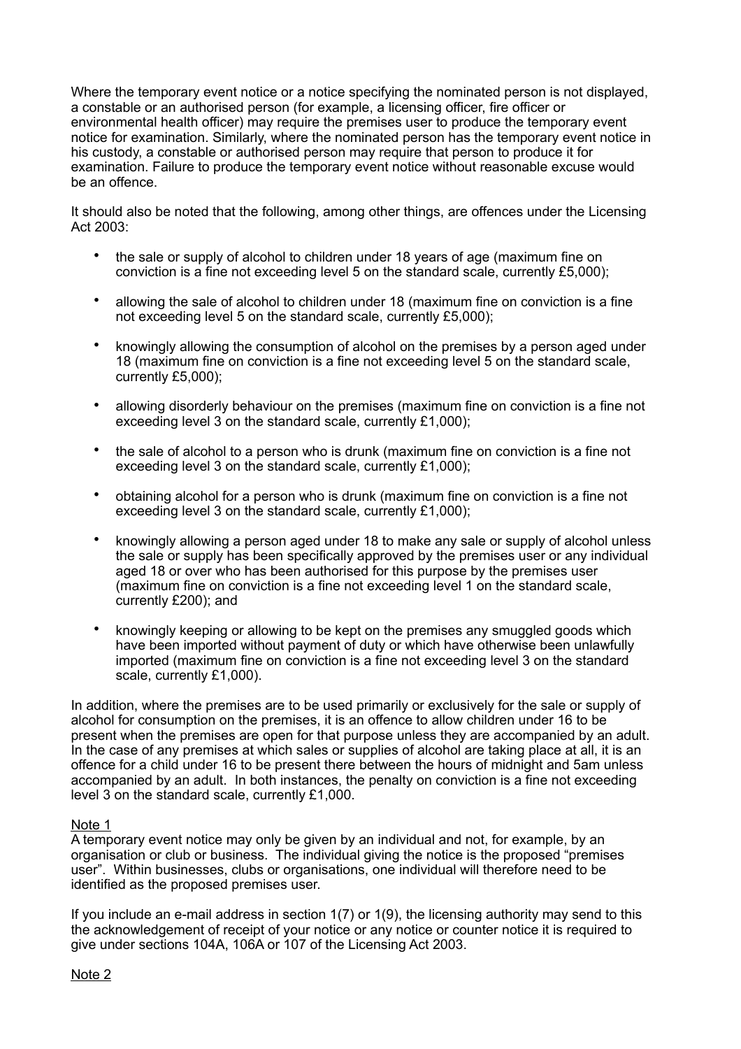Where the temporary event notice or a notice specifying the nominated person is not displayed, a constable or an authorised person (for example, a licensing officer, fire officer or environmental health officer) may require the premises user to produce the temporary event notice for examination. Similarly, where the nominated person has the temporary event notice in his custody, a constable or authorised person may require that person to produce it for examination. Failure to produce the temporary event notice without reasonable excuse would be an offence.

It should also be noted that the following, among other things, are offences under the Licensing Act 2003:

- the sale or supply of alcohol to children under 18 years of age (maximum fine on conviction is a fine not exceeding level 5 on the standard scale, currently £5,000);
- allowing the sale of alcohol to children under 18 (maximum fine on conviction is a fine not exceeding level 5 on the standard scale, currently £5,000);
- knowingly allowing the consumption of alcohol on the premises by a person aged under 18 (maximum fine on conviction is a fine not exceeding level 5 on the standard scale, currently £5,000);
- allowing disorderly behaviour on the premises (maximum fine on conviction is a fine not exceeding level 3 on the standard scale, currently £1,000);
- the sale of alcohol to a person who is drunk (maximum fine on conviction is a fine not exceeding level 3 on the standard scale, currently £1,000);
- obtaining alcohol for a person who is drunk (maximum fine on conviction is a fine not exceeding level 3 on the standard scale, currently £1,000);
- knowingly allowing a person aged under 18 to make any sale or supply of alcohol unless the sale or supply has been specifically approved by the premises user or any individual aged 18 or over who has been authorised for this purpose by the premises user (maximum fine on conviction is a fine not exceeding level 1 on the standard scale, currently £200); and
- knowingly keeping or allowing to be kept on the premises any smuggled goods which have been imported without payment of duty or which have otherwise been unlawfully imported (maximum fine on conviction is a fine not exceeding level 3 on the standard scale, currently £1,000).

In addition, where the premises are to be used primarily or exclusively for the sale or supply of alcohol for consumption on the premises, it is an offence to allow children under 16 to be present when the premises are open for that purpose unless they are accompanied by an adult. In the case of any premises at which sales or supplies of alcohol are taking place at all, it is an offence for a child under 16 to be present there between the hours of midnight and 5am unless accompanied by an adult. In both instances, the penalty on conviction is a fine not exceeding level 3 on the standard scale, currently £1,000.

Note 1

A temporary event notice may only be given by an individual and not, for example, by an organisation or club or business. The individual giving the notice is the proposed "premises user". Within businesses, clubs or organisations, one individual will therefore need to be identified as the proposed premises user.

If you include an e-mail address in section 1(7) or 1(9), the licensing authority may send to this the acknowledgement of receipt of your notice or any notice or counter notice it is required to give under sections 104A, 106A or 107 of the Licensing Act 2003.

Note 2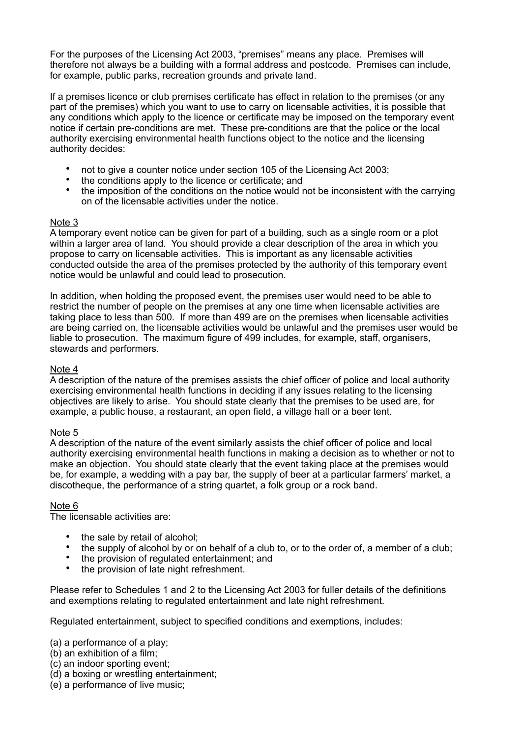For the purposes of the Licensing Act 2003, "premises" means any place. Premises will therefore not always be a building with a formal address and postcode. Premises can include, for example, public parks, recreation grounds and private land.

If a premises licence or club premises certificate has effect in relation to the premises (or any part of the premises) which you want to use to carry on licensable activities, it is possible that any conditions which apply to the licence or certificate may be imposed on the temporary event notice if certain pre-conditions are met. These pre-conditions are that the police or the local authority exercising environmental health functions object to the notice and the licensing authority decides:

- not to give a counter notice under section 105 of the Licensing Act 2003;
- the conditions apply to the licence or certificate; and
- the imposition of the conditions on the notice would not be inconsistent with the carrying on of the licensable activities under the notice.

Note 3

A temporary event notice can be given for part of a building, such as a single room or a plot within a larger area of land. You should provide a clear description of the area in which you propose to carry on licensable activities. This is important as any licensable activities conducted outside the area of the premises protected by the authority of this temporary event notice would be unlawful and could lead to prosecution.

In addition, when holding the proposed event, the premises user would need to be able to restrict the number of people on the premises at any one time when licensable activities are taking place to less than 500. If more than 499 are on the premises when licensable activities are being carried on, the licensable activities would be unlawful and the premises user would be liable to prosecution. The maximum figure of 499 includes, for example, staff, organisers, stewards and performers.

Note 4

A description of the nature of the premises assists the chief officer of police and local authority exercising environmental health functions in deciding if any issues relating to the licensing objectives are likely to arise. You should state clearly that the premises to be used are, for example, a public house, a restaurant, an open field, a village hall or a beer tent.

Note 5

A description of the nature of the event similarly assists the chief officer of police and local authority exercising environmental health functions in making a decision as to whether or not to make an objection. You should state clearly that the event taking place at the premises would be, for example, a wedding with a pay bar, the supply of beer at a particular farmers' market, a discotheque, the performance of a string quartet, a folk group or a rock band.

Note 6

The licensable activities are:

- the sale by retail of alcohol;
- the supply of alcohol by or on behalf of a club to, or to the order of, a member of a club;
- the provision of regulated entertainment; and
- the provision of late night refreshment.

Please refer to Schedules 1 and 2 to the Licensing Act 2003 for fuller details of the definitions and exemptions relating to regulated entertainment and late night refreshment.

Regulated entertainment, subject to specified conditions and exemptions, includes:

(a) a performance of a play;
(b) an exhibition of a film;
(c) an indoor sporting event;
(d) a boxing or wrestling entertainment;
(e) a performance of live music;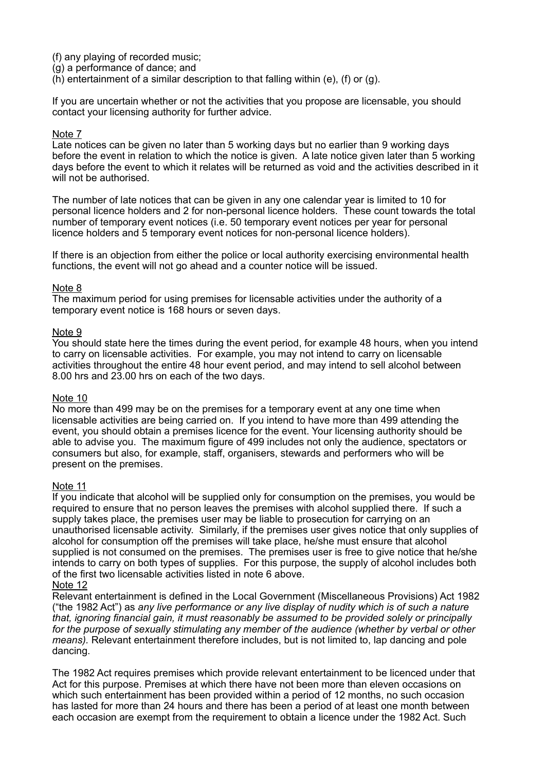(f) any playing of recorded music;
(g) a performance of dance; and
(h) entertainment of a similar description to that falling within (e), (f) or (g).

If you are uncertain whether or not the activities that you propose are licensable, you should contact your licensing authority for further advice.

Note 7

Late notices can be given no later than 5 working days but no earlier than 9 working days before the event in relation to which the notice is given. A late notice given later than 5 working days before the event to which it relates will be returned as void and the activities described in it will not be authorised.

The number of late notices that can be given in any one calendar year is limited to 10 for personal licence holders and 2 for non-personal licence holders. These count towards the total number of temporary event notices (i.e. 50 temporary event notices per year for personal licence holders and 5 temporary event notices for non-personal licence holders).

If there is an objection from either the police or local authority exercising environmental health functions, the event will not go ahead and a counter notice will be issued.

Note 8

The maximum period for using premises for licensable activities under the authority of a temporary event notice is 168 hours or seven days.

Note 9

You should state here the times during the event period, for example 48 hours, when you intend to carry on licensable activities. For example, you may not intend to carry on licensable activities throughout the entire 48 hour event period, and may intend to sell alcohol between 8.00 hrs and 23.00 hrs on each of the two days.

Note 10

No more than 499 may be on the premises for a temporary event at any one time when licensable activities are being carried on. If you intend to have more than 499 attending the event, you should obtain a premises licence for the event. Your licensing authority should be able to advise you. The maximum figure of 499 includes not only the audience, spectators or consumers but also, for example, staff, organisers, stewards and performers who will be present on the premises.

Note 11

If you indicate that alcohol will be supplied only for consumption on the premises, you would be required to ensure that no person leaves the premises with alcohol supplied there. If such a supply takes place, the premises user may be liable to prosecution for carrying on an unauthorised licensable activity. Similarly, if the premises user gives notice that only supplies of alcohol for consumption off the premises will take place, he/she must ensure that alcohol supplied is not consumed on the premises. The premises user is free to give notice that he/she intends to carry on both types of supplies. For this purpose, the supply of alcohol includes both of the first two licensable activities listed in note 6 above.

Note 12

Relevant entertainment is defined in the Local Government (Miscellaneous Provisions) Act 1982 ("the 1982 Act") as *any live performance or any live display of nudity which is of such a nature that, ignoring financial gain, it must reasonably be assumed to be provided solely or principally for the purpose of sexually stimulating any member of the audience (whether by verbal or other means).* Relevant entertainment therefore includes, but is not limited to, lap dancing and pole dancing.

The 1982 Act requires premises which provide relevant entertainment to be licenced under that Act for this purpose. Premises at which there have not been more than eleven occasions on which such entertainment has been provided within a period of 12 months, no such occasion has lasted for more than 24 hours and there has been a period of at least one month between each occasion are exempt from the requirement to obtain a licence under the 1982 Act. Such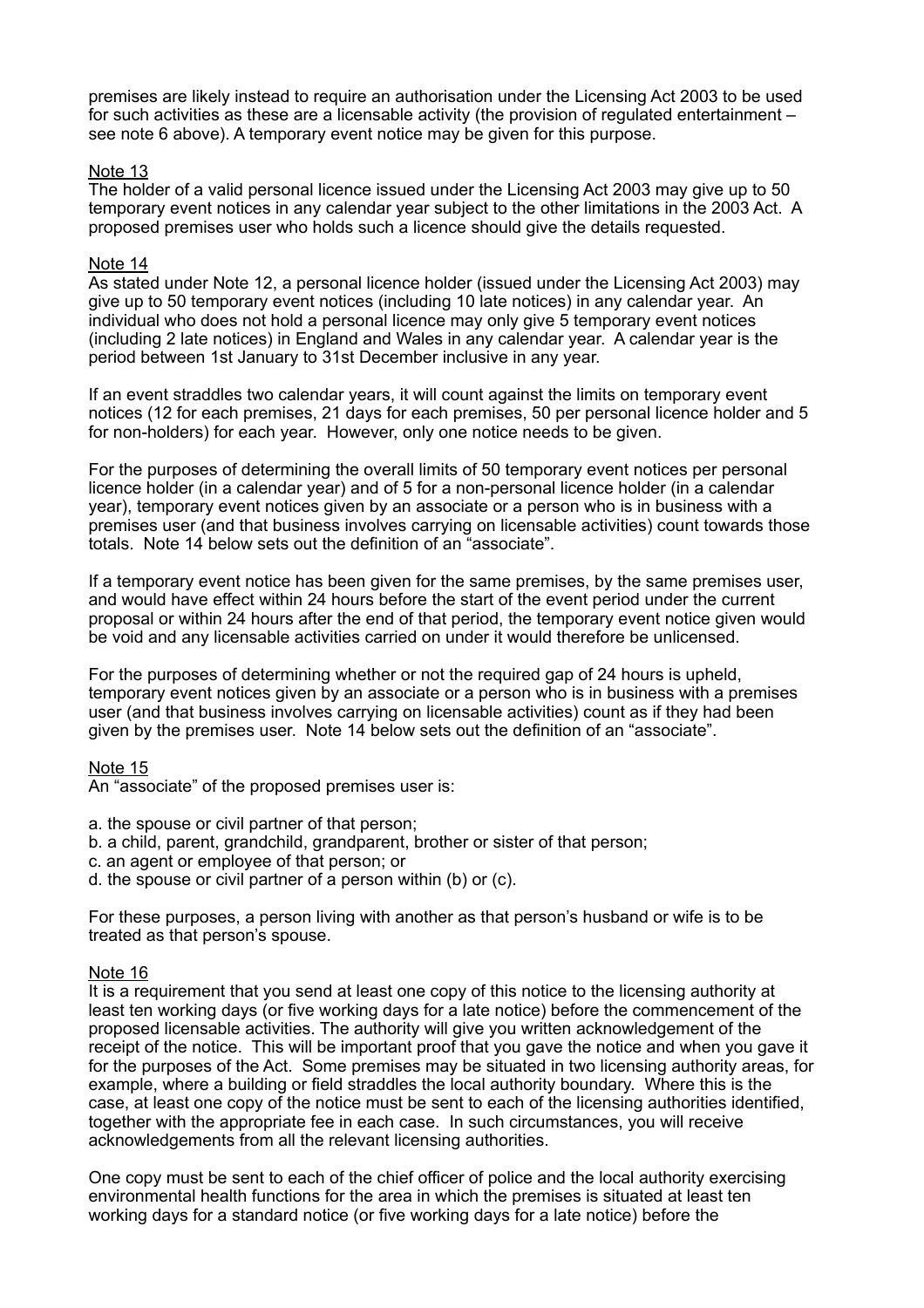premises are likely instead to require an authorisation under the Licensing Act 2003 to be used for such activities as these are a licensable activity (the provision of regulated entertainment – see note 6 above). A temporary event notice may be given for this purpose.

Note 13
The holder of a valid personal licence issued under the Licensing Act 2003 may give up to 50 temporary event notices in any calendar year subject to the other limitations in the 2003 Act. A proposed premises user who holds such a licence should give the details requested.

Note 14
As stated under Note 12, a personal licence holder (issued under the Licensing Act 2003) may give up to 50 temporary event notices (including 10 late notices) in any calendar year. An individual who does not hold a personal licence may only give 5 temporary event notices (including 2 late notices) in England and Wales in any calendar year. A calendar year is the period between 1st January to 31st December inclusive in any year.

If an event straddles two calendar years, it will count against the limits on temporary event notices (12 for each premises, 21 days for each premises, 50 per personal licence holder and 5 for non-holders) for each year. However, only one notice needs to be given.

For the purposes of determining the overall limits of 50 temporary event notices per personal licence holder (in a calendar year) and of 5 for a non-personal licence holder (in a calendar year), temporary event notices given by an associate or a person who is in business with a premises user (and that business involves carrying on licensable activities) count towards those totals. Note 14 below sets out the definition of an "associate".

If a temporary event notice has been given for the same premises, by the same premises user, and would have effect within 24 hours before the start of the event period under the current proposal or within 24 hours after the end of that period, the temporary event notice given would be void and any licensable activities carried on under it would therefore be unlicensed.

For the purposes of determining whether or not the required gap of 24 hours is upheld, temporary event notices given by an associate or a person who is in business with a premises user (and that business involves carrying on licensable activities) count as if they had been given by the premises user. Note 14 below sets out the definition of an "associate".

Note 15
An "associate" of the proposed premises user is:

a. the spouse or civil partner of that person;
b. a child, parent, grandchild, grandparent, brother or sister of that person;
c. an agent or employee of that person; or
d. the spouse or civil partner of a person within (b) or (c).

For these purposes, a person living with another as that person's husband or wife is to be treated as that person's spouse.

Note 16
It is a requirement that you send at least one copy of this notice to the licensing authority at least ten working days (or five working days for a late notice) before the commencement of the proposed licensable activities. The authority will give you written acknowledgement of the receipt of the notice. This will be important proof that you gave the notice and when you gave it for the purposes of the Act. Some premises may be situated in two licensing authority areas, for example, where a building or field straddles the local authority boundary. Where this is the case, at least one copy of the notice must be sent to each of the licensing authorities identified, together with the appropriate fee in each case. In such circumstances, you will receive acknowledgements from all the relevant licensing authorities.

One copy must be sent to each of the chief officer of police and the local authority exercising environmental health functions for the area in which the premises is situated at least ten working days for a standard notice (or five working days for a late notice) before the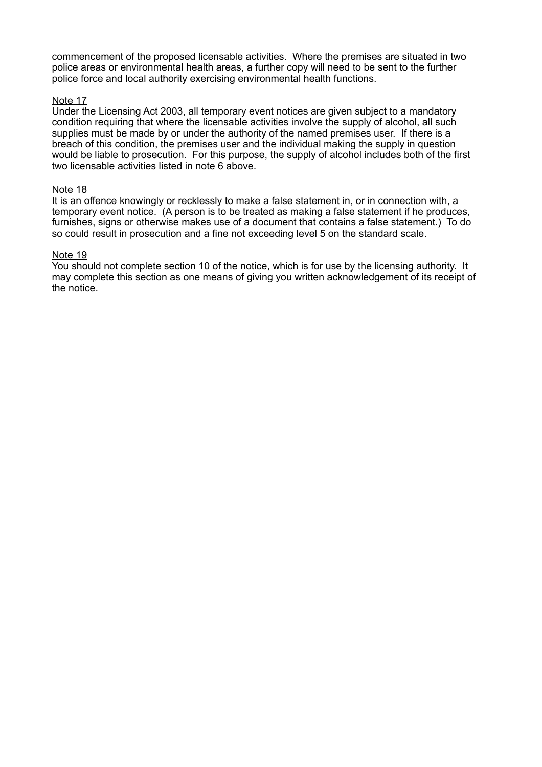commencement of the proposed licensable activities. Where the premises are situated in two police areas or environmental health areas, a further copy will need to be sent to the further police force and local authority exercising environmental health functions.

<u>Note 17</u>
Under the Licensing Act 2003, all temporary event notices are given subject to a mandatory condition requiring that where the licensable activities involve the supply of alcohol, all such supplies must be made by or under the authority of the named premises user. If there is a breach of this condition, the premises user and the individual making the supply in question would be liable to prosecution. For this purpose, the supply of alcohol includes both of the first two licensable activities listed in note 6 above.

<u>Note 18</u>
It is an offence knowingly or recklessly to make a false statement in, or in connection with, a temporary event notice. (A person is to be treated as making a false statement if he produces, furnishes, signs or otherwise makes use of a document that contains a false statement.) To do so could result in prosecution and a fine not exceeding level 5 on the standard scale.

<u>Note 19</u>
You should not complete section 10 of the notice, which is for use by the licensing authority. It may complete this section as one means of giving you written acknowledgement of its receipt of the notice.